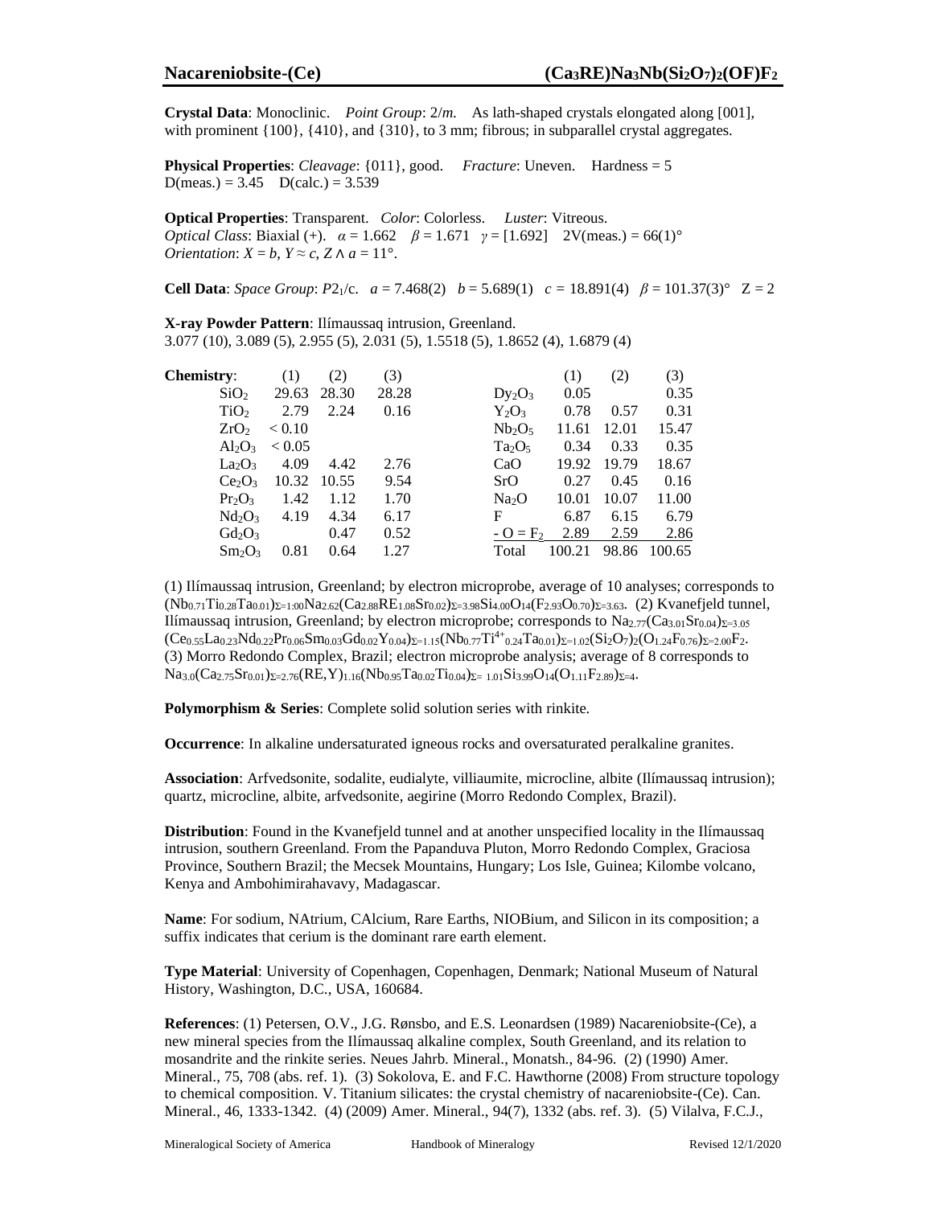# Nacareniobsite-(Ce) $(Ca_3RE)Na_3Nb(Si_2O_7)_2(OF)F_2$

**Crystal Data**: Monoclinic. *Point Group*: 2/*m.* As lath-shaped crystals elongated along [001], with prominent {100}, {410}, and {310}, to 3 mm; fibrous; in subparallel crystal aggregates.

**Physical Properties**: *Cleavage*: {011}, good. *Fracture*: Uneven. Hardness = 5
D(meas.) = 3.45 D(calc.) = 3.539

**Optical Properties**: Transparent. *Color*: Colorless. *Luster*: Vitreous.
*Optical Class*: Biaxial (+). $\alpha$ = 1.662 $\beta$ = 1.671 $\gamma$ = [1.692] 2V(meas.) = 66(1)°
*Orientation*: $X = b$, $Y \approx c$, $Z \wedge a$ = 11°.

**Cell Data**: *Space Group*: $P2_1/c$. $a$ = 7.468(2) $b$ = 5.689(1) $c$ = 18.891(4) $\beta$ = 101.37(3)° Z = 2

**X-ray Powder Pattern**: Ilímaussaq intrusion, Greenland.
3.077 (10), 3.089 (5), 2.955 (5), 2.031 (5), 1.5518 (5), 1.8652 (4), 1.6879 (4)

**Chemistry**:

| | (1) | (2) | (3) | | (1) | (2) | (3) |
|---|---|---|---|---|---|---|---|
| $SiO_2$ | 29.63 | 28.30 | 28.28 | $Dy_2O_3$ | 0.05 | | 0.35 |
| $TiO_2$ | 2.79 | 2.24 | 0.16 | $Y_2O_3$ | 0.78 | 0.57 | 0.31 |
| $ZrO_2$ | < 0.10 | | | $Nb_2O_5$ | 11.61 | 12.01 | 15.47 |
| $Al_2O_3$ | < 0.05 | | | $Ta_2O_5$ | 0.34 | 0.33 | 0.35 |
| $La_2O_3$ | 4.09 | 4.42 | 2.76 | CaO | 19.92 | 19.79 | 18.67 |
| $Ce_2O_3$ | 10.32 | 10.55 | 9.54 | SrO | 0.27 | 0.45 | 0.16 |
| $Pr_2O_3$ | 1.42 | 1.12 | 1.70 | $Na_2O$ | 10.01 | 10.07 | 11.00 |
| $Nd_2O_3$ | 4.19 | 4.34 | 6.17 | F | 6.87 | 6.15 | 6.79 |
| $Gd_2O_3$ | | 0.47 | 0.52 | $- O = F_2$ | 2.89 | 2.59 | 2.86 |
| $Sm_2O_3$ | 0.81 | 0.64 | 1.27 | Total | 100.21 | 98.86 | 100.65 |

(1) Ilímaussaq intrusion, Greenland; by electron microprobe, average of 10 analyses; corresponds to $(Nb_{0.71}Ti_{0.28}Ta_{0.01})_{\Sigma=1.00}Na_{2.62}(Ca_{2.88}RE_{1.08}Sr_{0.02})_{\Sigma=3.98}Si_{4.00}O_{14}(F_{2.93}O_{0.70})_{\Sigma=3.63}$. (2) Kvanefjeld tunnel, Ilímaussaq intrusion, Greenland; by electron microprobe; corresponds to $Na_{2.77}(Ca_{3.01}Sr_{0.04})_{\Sigma=3.05}(Ce_{0.55}La_{0.23}Nd_{0.22}Pr_{0.06}Sm_{0.03}Gd_{0.02}Y_{0.04})_{\Sigma=1.15}(Nb_{0.77}Ti^{4+}_{0.24}Ta_{0.01})_{\Sigma=1.02}(Si_2O_7)_2(O_{1.24}F_{0.76})_{\Sigma=2.00}F_2$. (3) Morro Redondo Complex, Brazil; electron microprobe analysis; average of 8 corresponds to $Na_{3.0}(Ca_{2.75}Sr_{0.01})_{\Sigma=2.76}(RE,Y)_{1.16}(Nb_{0.95}Ta_{0.02}Ti_{0.04})_{\Sigma=1.01}Si_{3.99}O_{14}(O_{1.11}F_{2.89})_{\Sigma=4}$.

**Polymorphism & Series**: Complete solid solution series with rinkite.

**Occurrence**: In alkaline undersaturated igneous rocks and oversaturated peralkaline granites.

**Association**: Arfvedsonite, sodalite, eudialyte, villiaumite, microcline, albite (Ilímaussaq intrusion); quartz, microcline, albite, arfvedsonite, aegirine (Morro Redondo Complex, Brazil).

**Distribution**: Found in the Kvanefjeld tunnel and at another unspecified locality in the Ilímaussaq intrusion, southern Greenland. From the Papanduva Pluton, Morro Redondo Complex, Graciosa Province, Southern Brazil; the Mecsek Mountains, Hungary; Los Isle, Guinea; Kilombe volcano, Kenya and Ambohimirahavavy, Madagascar.

**Name**: For sodium, NAtrium, CAlcium, Rare Earths, NIOBium, and Silicon in its composition; a suffix indicates that cerium is the dominant rare earth element.

**Type Material**: University of Copenhagen, Copenhagen, Denmark; National Museum of Natural History, Washington, D.C., USA, 160684.

**References**: (1) Petersen, O.V., J.G. Rønsbo, and E.S. Leonardsen (1989) Nacareniobsite-(Ce), a new mineral species from the Ilímaussaq alkaline complex, South Greenland, and its relation to mosandrite and the rinkite series. Neues Jahrb. Mineral., Monatsh., 84-96. (2) (1990) Amer. Mineral., 75, 708 (abs. ref. 1). (3) Sokolova, E. and F.C. Hawthorne (2008) From structure topology to chemical composition. V. Titanium silicates: the crystal chemistry of nacareniobsite-(Ce). Can. Mineral., 46, 1333-1342. (4) (2009) Amer. Mineral., 94(7), 1332 (abs. ref. 3). (5) Vilalva, F.C.J.,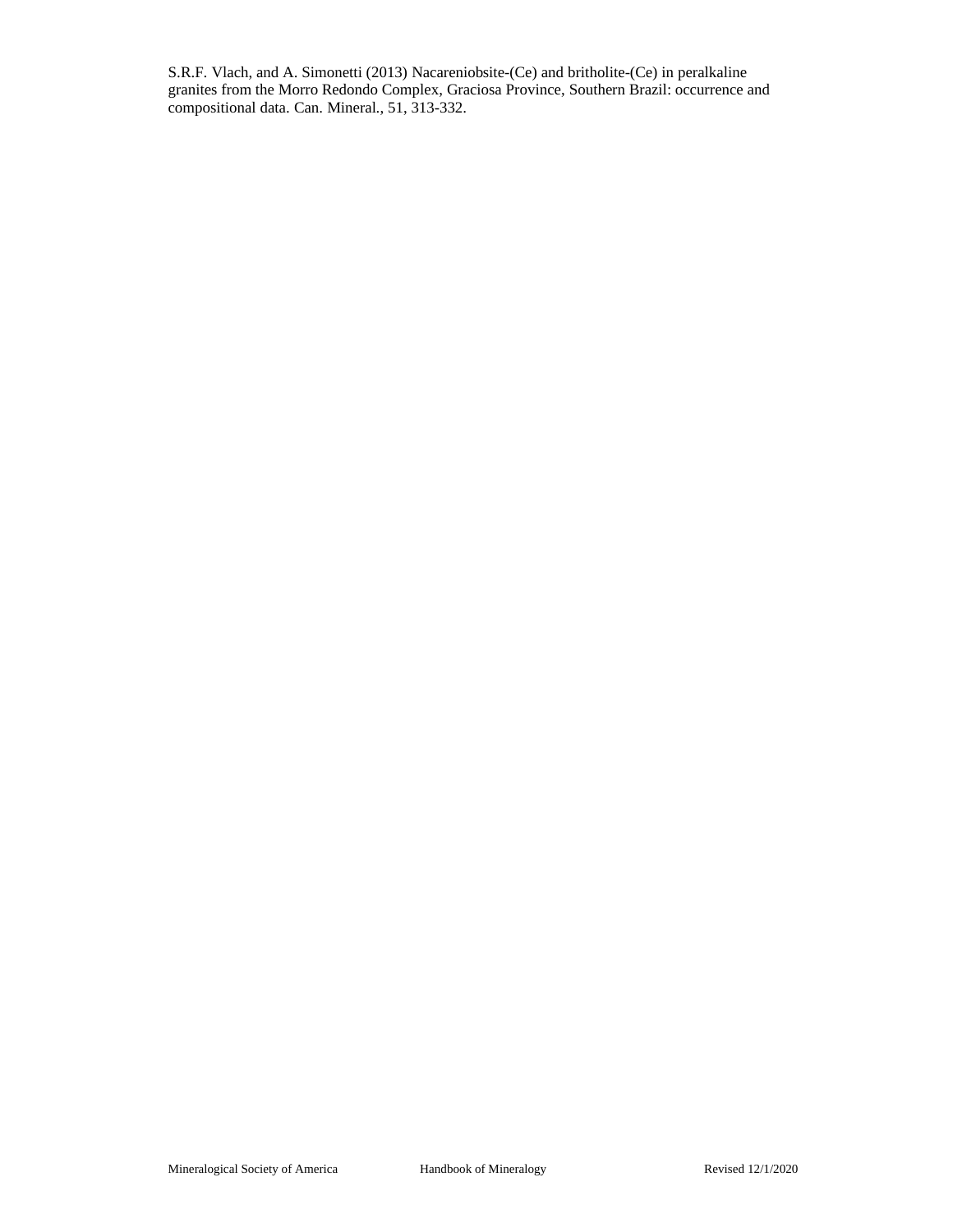S.R.F. Vlach, and A. Simonetti (2013) Nacareniobsite-(Ce) and britholite-(Ce) in peralkaline granites from the Morro Redondo Complex, Graciosa Province, Southern Brazil: occurrence and compositional data. Can. Mineral., 51, 313-332.